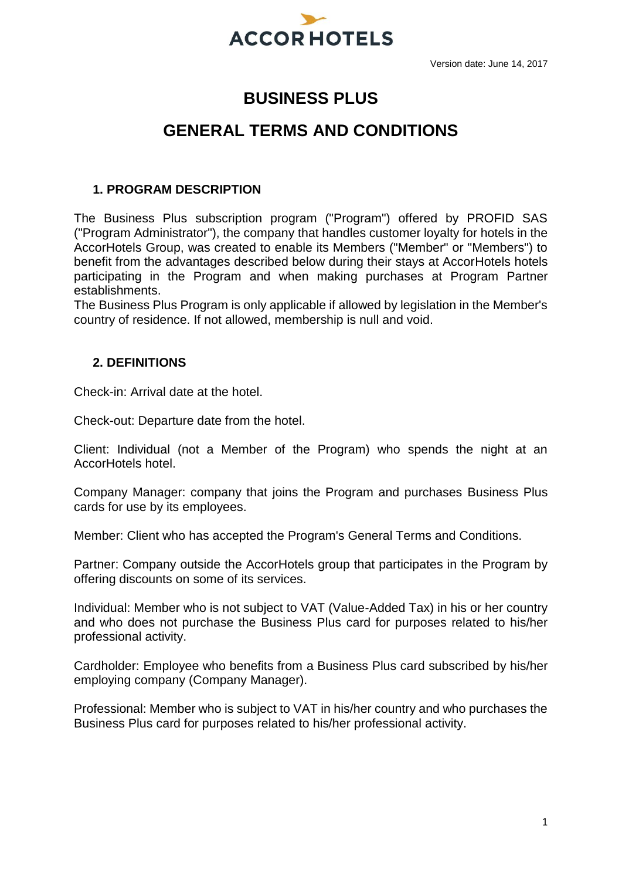ACCORHOTELS

Version date: June 14, 2017

# BUSINESS PLUS

# GENERAL TERMS AND CONDITIONS

## 1. PROGRAM DESCRIPTION

The Business Plus subscription program ("Program") offered by PROFID SAS ("Program Administrator"), the company that handles customer loyalty for hotels in the AccorHotels Group, was created to enable its Members ("Member" or "Members") to benefit from the advantages described below during their stays at AccorHotels hotels participating in the Program and when making purchases at Program Partner establishments.
The Business Plus Program is only applicable if allowed by legislation in the Member's country of residence. If not allowed, membership is null and void.

## 2. DEFINITIONS

Check-in: Arrival date at the hotel.

Check-out: Departure date from the hotel.

Client: Individual (not a Member of the Program) who spends the night at an AccorHotels hotel.

Company Manager: company that joins the Program and purchases Business Plus cards for use by its employees.

Member: Client who has accepted the Program's General Terms and Conditions.

Partner: Company outside the AccorHotels group that participates in the Program by offering discounts on some of its services.

Individual: Member who is not subject to VAT (Value-Added Tax) in his or her country and who does not purchase the Business Plus card for purposes related to his/her professional activity.

Cardholder: Employee who benefits from a Business Plus card subscribed by his/her employing company (Company Manager).

Professional: Member who is subject to VAT in his/her country and who purchases the Business Plus card for purposes related to his/her professional activity.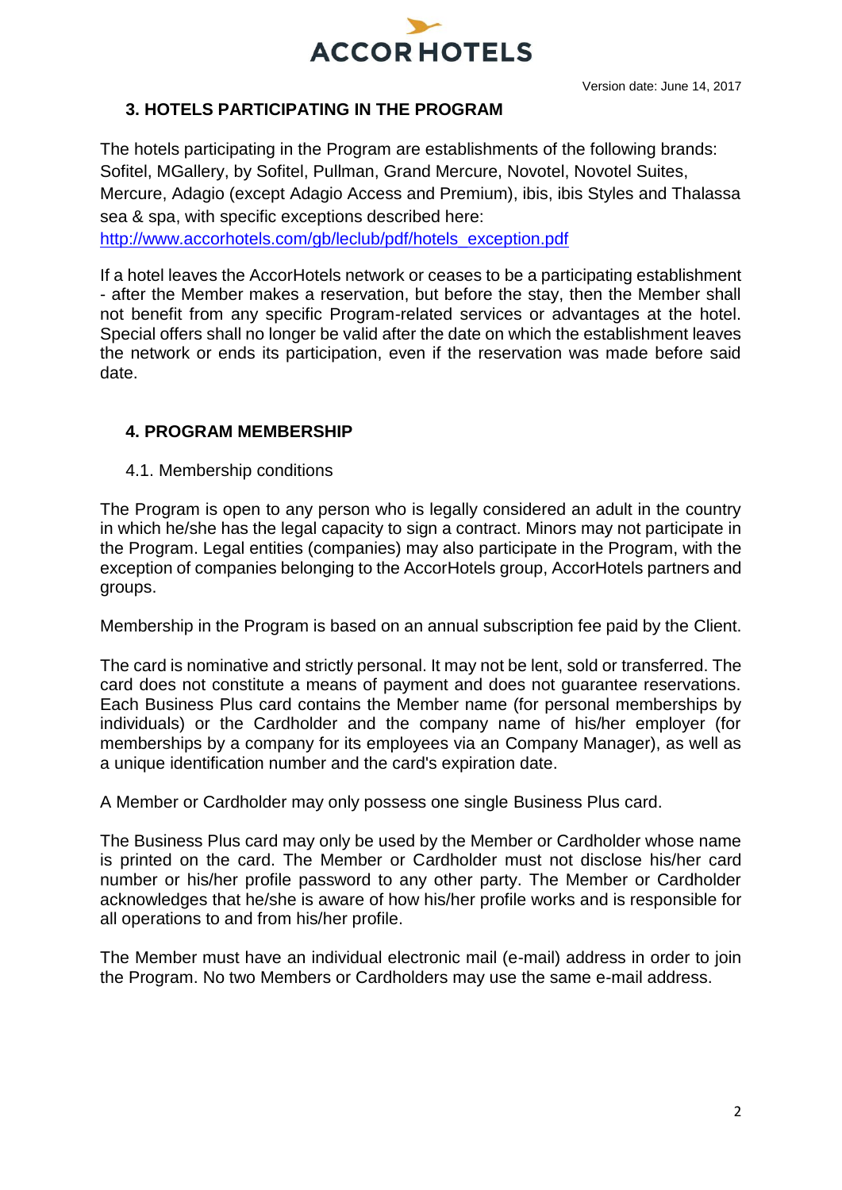## 3. HOTELS PARTICIPATING IN THE PROGRAM

The hotels participating in the Program are establishments of the following brands: Sofitel, MGallery, by Sofitel, Pullman, Grand Mercure, Novotel, Novotel Suites, Mercure, Adagio (except Adagio Access and Premium), ibis, ibis Styles and Thalassa sea & spa, with specific exceptions described here: [http://www.accorhotels.com/gb/leclub/pdf/hotels_exception.pdf](http://www.accorhotels.com/gb/leclub/pdf/hotels_exception.pdf)

If a hotel leaves the AccorHotels network or ceases to be a participating establishment - after the Member makes a reservation, but before the stay, then the Member shall not benefit from any specific Program-related services or advantages at the hotel. Special offers shall no longer be valid after the date on which the establishment leaves the network or ends its participation, even if the reservation was made before said date.

## 4. PROGRAM MEMBERSHIP

### 4.1. Membership conditions

The Program is open to any person who is legally considered an adult in the country in which he/she has the legal capacity to sign a contract. Minors may not participate in the Program. Legal entities (companies) may also participate in the Program, with the exception of companies belonging to the AccorHotels group, AccorHotels partners and groups.

Membership in the Program is based on an annual subscription fee paid by the Client.

The card is nominative and strictly personal. It may not be lent, sold or transferred. The card does not constitute a means of payment and does not guarantee reservations. Each Business Plus card contains the Member name (for personal memberships by individuals) or the Cardholder and the company name of his/her employer (for memberships by a company for its employees via an Company Manager), as well as a unique identification number and the card's expiration date.

A Member or Cardholder may only possess one single Business Plus card.

The Business Plus card may only be used by the Member or Cardholder whose name is printed on the card. The Member or Cardholder must not disclose his/her card number or his/her profile password to any other party. The Member or Cardholder acknowledges that he/she is aware of how his/her profile works and is responsible for all operations to and from his/her profile.

The Member must have an individual electronic mail (e-mail) address in order to join the Program. No two Members or Cardholders may use the same e-mail address.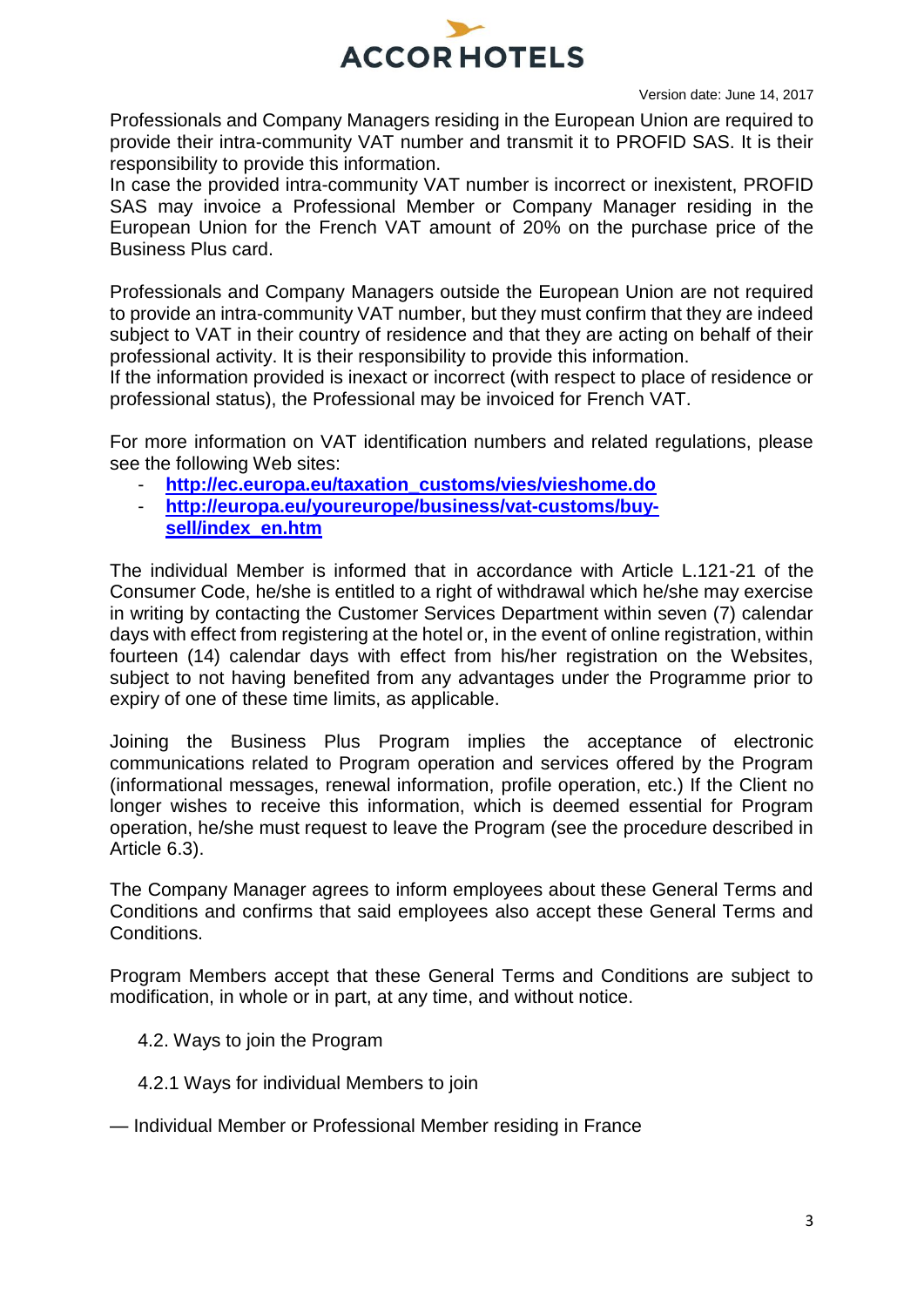Version date: June 14, 2017

Professionals and Company Managers residing in the European Union are required to provide their intra-community VAT number and transmit it to PROFID SAS. It is their responsibility to provide this information.
In case the provided intra-community VAT number is incorrect or inexistent, PROFID SAS may invoice a Professional Member or Company Manager residing in the European Union for the French VAT amount of 20% on the purchase price of the Business Plus card.

Professionals and Company Managers outside the European Union are not required to provide an intra-community VAT number, but they must confirm that they are indeed subject to VAT in their country of residence and that they are acting on behalf of their professional activity. It is their responsibility to provide this information.
If the information provided is inexact or incorrect (with respect to place of residence or professional status), the Professional may be invoiced for French VAT.

For more information on VAT identification numbers and related regulations, please see the following Web sites:

- **http://ec.europa.eu/taxation_customs/vies/vieshome.do**
- **http://europa.eu/youreurope/business/vat-customs/buy-sell/index_en.htm**

The individual Member is informed that in accordance with Article L.121-21 of the Consumer Code, he/she is entitled to a right of withdrawal which he/she may exercise in writing by contacting the Customer Services Department within seven (7) calendar days with effect from registering at the hotel or, in the event of online registration, within fourteen (14) calendar days with effect from his/her registration on the Websites, subject to not having benefited from any advantages under the Programme prior to expiry of one of these time limits, as applicable.

Joining the Business Plus Program implies the acceptance of electronic communications related to Program operation and services offered by the Program (informational messages, renewal information, profile operation, etc.) If the Client no longer wishes to receive this information, which is deemed essential for Program operation, he/she must request to leave the Program (see the procedure described in Article 6.3).

The Company Manager agrees to inform employees about these General Terms and Conditions and confirms that said employees also accept these General Terms and Conditions.

Program Members accept that these General Terms and Conditions are subject to modification, in whole or in part, at any time, and without notice.

4.2. Ways to join the Program

4.2.1 Ways for individual Members to join

— Individual Member or Professional Member residing in France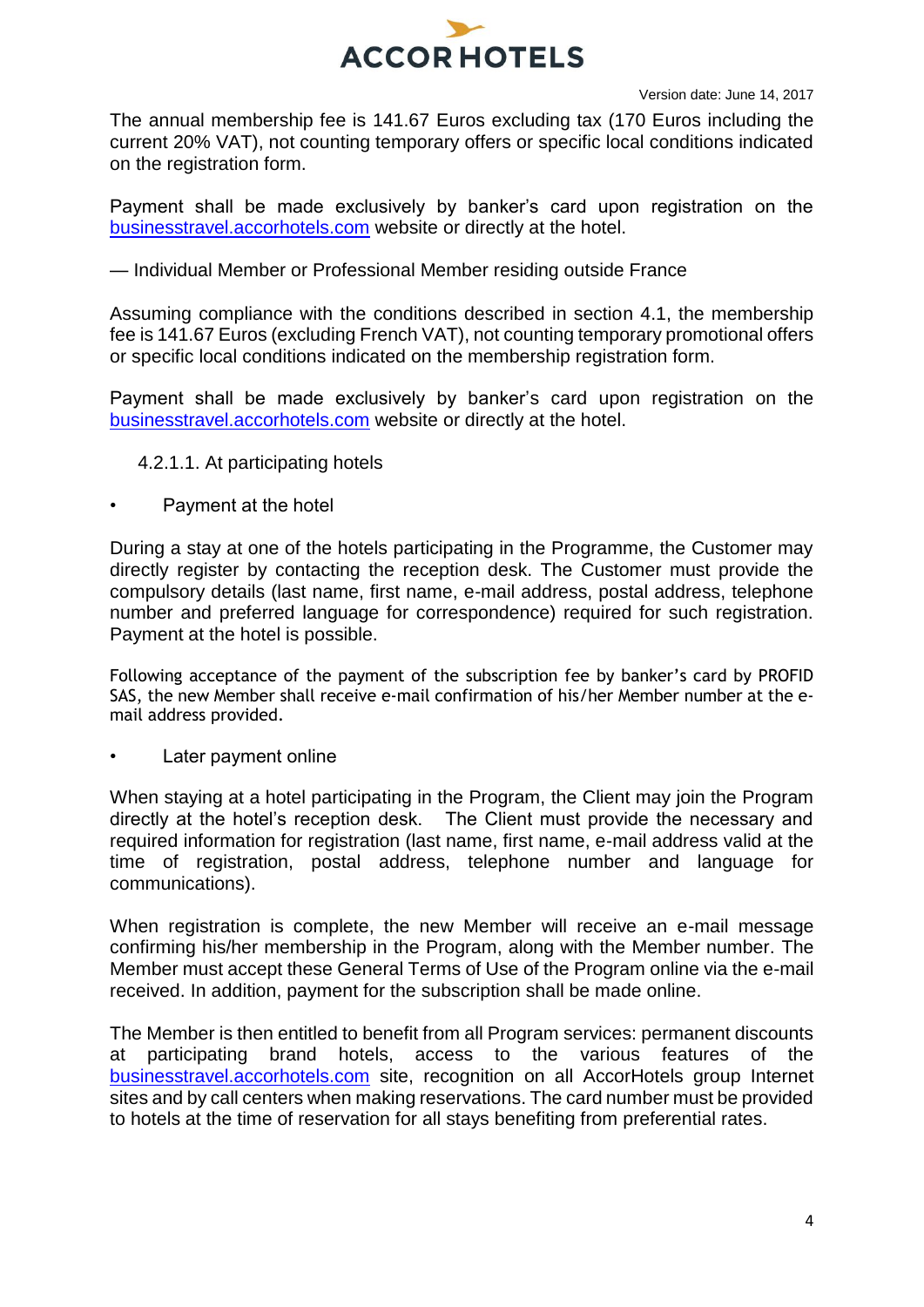The annual membership fee is 141.67 Euros excluding tax (170 Euros including the current 20% VAT), not counting temporary offers or specific local conditions indicated on the registration form.

Payment shall be made exclusively by banker's card upon registration on the [businesstravel.accorhotels.com](businesstravel.accorhotels.com) website or directly at the hotel.

— Individual Member or Professional Member residing outside France

Assuming compliance with the conditions described in section 4.1, the membership fee is 141.67 Euros (excluding French VAT), not counting temporary promotional offers or specific local conditions indicated on the membership registration form.

Payment shall be made exclusively by banker's card upon registration on the [businesstravel.accorhotels.com](businesstravel.accorhotels.com) website or directly at the hotel.

4.2.1.1. At participating hotels

- Payment at the hotel

During a stay at one of the hotels participating in the Programme, the Customer may directly register by contacting the reception desk. The Customer must provide the compulsory details (last name, first name, e-mail address, postal address, telephone number and preferred language for correspondence) required for such registration. Payment at the hotel is possible.

Following acceptance of the payment of the subscription fee by banker's card by PROFID SAS, the new Member shall receive e-mail confirmation of his/her Member number at the e-mail address provided.

- Later payment online

When staying at a hotel participating in the Program, the Client may join the Program directly at the hotel's reception desk. The Client must provide the necessary and required information for registration (last name, first name, e-mail address valid at the time of registration, postal address, telephone number and language for communications).

When registration is complete, the new Member will receive an e-mail message confirming his/her membership in the Program, along with the Member number. The Member must accept these General Terms of Use of the Program online via the e-mail received. In addition, payment for the subscription shall be made online.

The Member is then entitled to benefit from all Program services: permanent discounts at participating brand hotels, access to the various features of the [businesstravel.accorhotels.com](businesstravel.accorhotels.com) site, recognition on all AccorHotels group Internet sites and by call centers when making reservations. The card number must be provided to hotels at the time of reservation for all stays benefiting from preferential rates.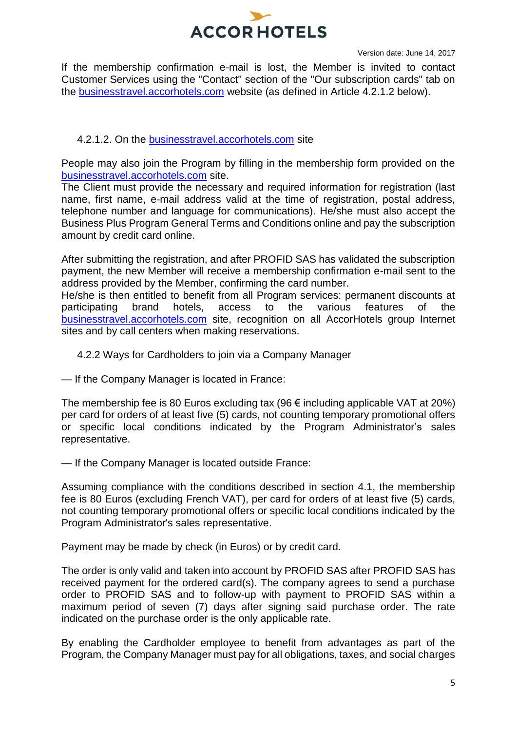If the membership confirmation e-mail is lost, the Member is invited to contact Customer Services using the "Contact" section of the "Our subscription cards" tab on the businesstravel.accorhotels.com website (as defined in Article 4.2.1.2 below).

#### 4.2.1.2. On the businesstravel.accorhotels.com site

People may also join the Program by filling in the membership form provided on the businesstravel.accorhotels.com site.
The Client must provide the necessary and required information for registration (last name, first name, e-mail address valid at the time of registration, postal address, telephone number and language for communications). He/she must also accept the Business Plus Program General Terms and Conditions online and pay the subscription amount by credit card online.

After submitting the registration, and after PROFID SAS has validated the subscription payment, the new Member will receive a membership confirmation e-mail sent to the address provided by the Member, confirming the card number.
He/she is then entitled to benefit from all Program services: permanent discounts at participating brand hotels, access to the various features of the businesstravel.accorhotels.com site, recognition on all AccorHotels group Internet sites and by call centers when making reservations.

### 4.2.2 Ways for Cardholders to join via a Company Manager

— If the Company Manager is located in France:

The membership fee is 80 Euros excluding tax (96 € including applicable VAT at 20%) per card for orders of at least five (5) cards, not counting temporary promotional offers or specific local conditions indicated by the Program Administrator's sales representative.

— If the Company Manager is located outside France:

Assuming compliance with the conditions described in section 4.1, the membership fee is 80 Euros (excluding French VAT), per card for orders of at least five (5) cards, not counting temporary promotional offers or specific local conditions indicated by the Program Administrator's sales representative.

Payment may be made by check (in Euros) or by credit card.

The order is only valid and taken into account by PROFID SAS after PROFID SAS has received payment for the ordered card(s). The company agrees to send a purchase order to PROFID SAS and to follow-up with payment to PROFID SAS within a maximum period of seven (7) days after signing said purchase order. The rate indicated on the purchase order is the only applicable rate.

By enabling the Cardholder employee to benefit from advantages as part of the Program, the Company Manager must pay for all obligations, taxes, and social charges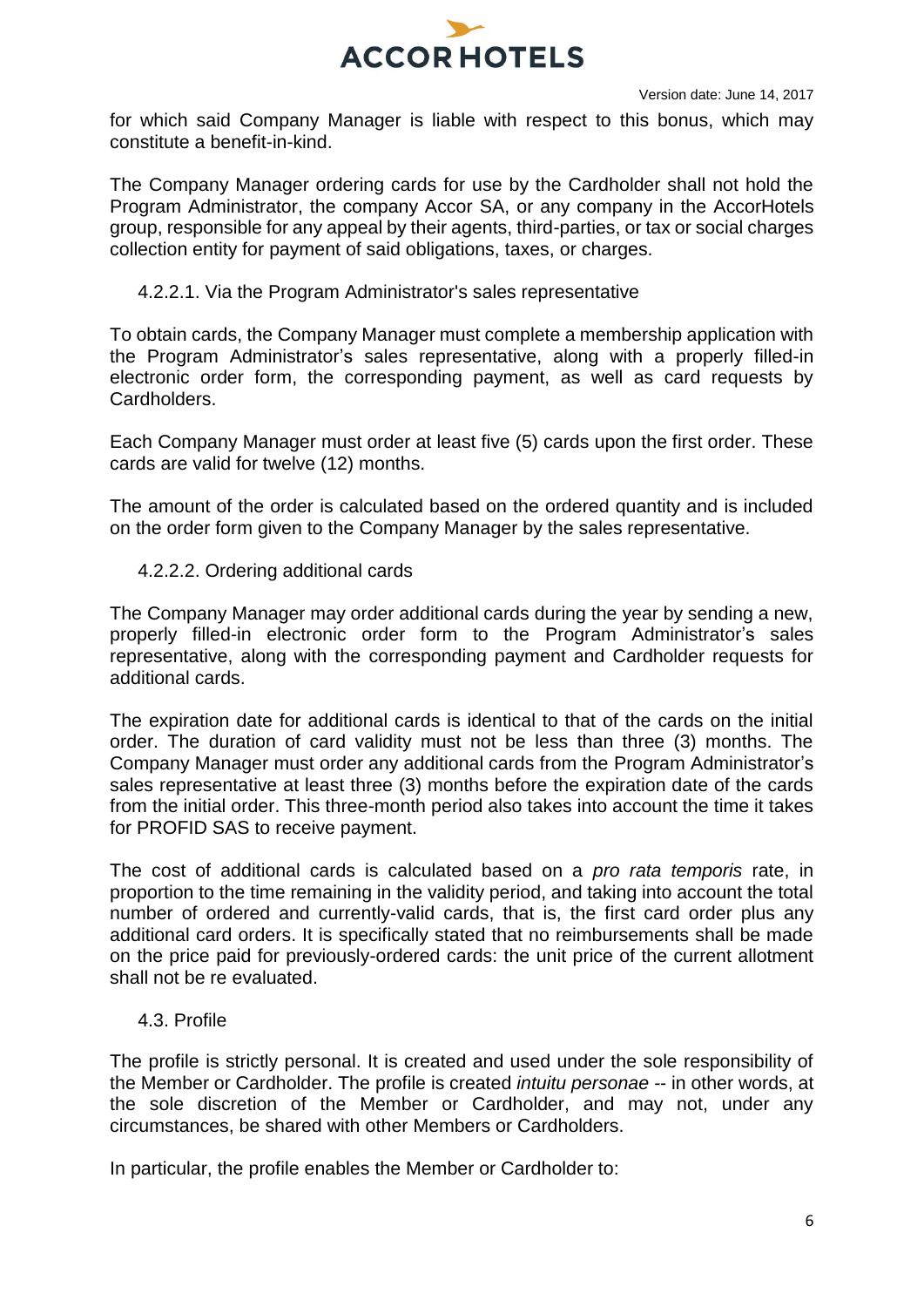for which said Company Manager is liable with respect to this bonus, which may constitute a benefit-in-kind.

The Company Manager ordering cards for use by the Cardholder shall not hold the Program Administrator, the company Accor SA, or any company in the AccorHotels group, responsible for any appeal by their agents, third-parties, or tax or social charges collection entity for payment of said obligations, taxes, or charges.

#### 4.2.2.1. Via the Program Administrator's sales representative

To obtain cards, the Company Manager must complete a membership application with the Program Administrator's sales representative, along with a properly filled-in electronic order form, the corresponding payment, as well as card requests by Cardholders.

Each Company Manager must order at least five (5) cards upon the first order. These cards are valid for twelve (12) months.

The amount of the order is calculated based on the ordered quantity and is included on the order form given to the Company Manager by the sales representative.

#### 4.2.2.2. Ordering additional cards

The Company Manager may order additional cards during the year by sending a new, properly filled-in electronic order form to the Program Administrator's sales representative, along with the corresponding payment and Cardholder requests for additional cards.

The expiration date for additional cards is identical to that of the cards on the initial order. The duration of card validity must not be less than three (3) months. The Company Manager must order any additional cards from the Program Administrator's sales representative at least three (3) months before the expiration date of the cards from the initial order. This three-month period also takes into account the time it takes for PROFID SAS to receive payment.

The cost of additional cards is calculated based on a *pro rata temporis* rate, in proportion to the time remaining in the validity period, and taking into account the total number of ordered and currently-valid cards, that is, the first card order plus any additional card orders. It is specifically stated that no reimbursements shall be made on the price paid for previously-ordered cards: the unit price of the current allotment shall not be re evaluated.

### 4.3. Profile

The profile is strictly personal. It is created and used under the sole responsibility of the Member or Cardholder. The profile is created *intuitu personae* -- in other words, at the sole discretion of the Member or Cardholder, and may not, under any circumstances, be shared with other Members or Cardholders.

In particular, the profile enables the Member or Cardholder to: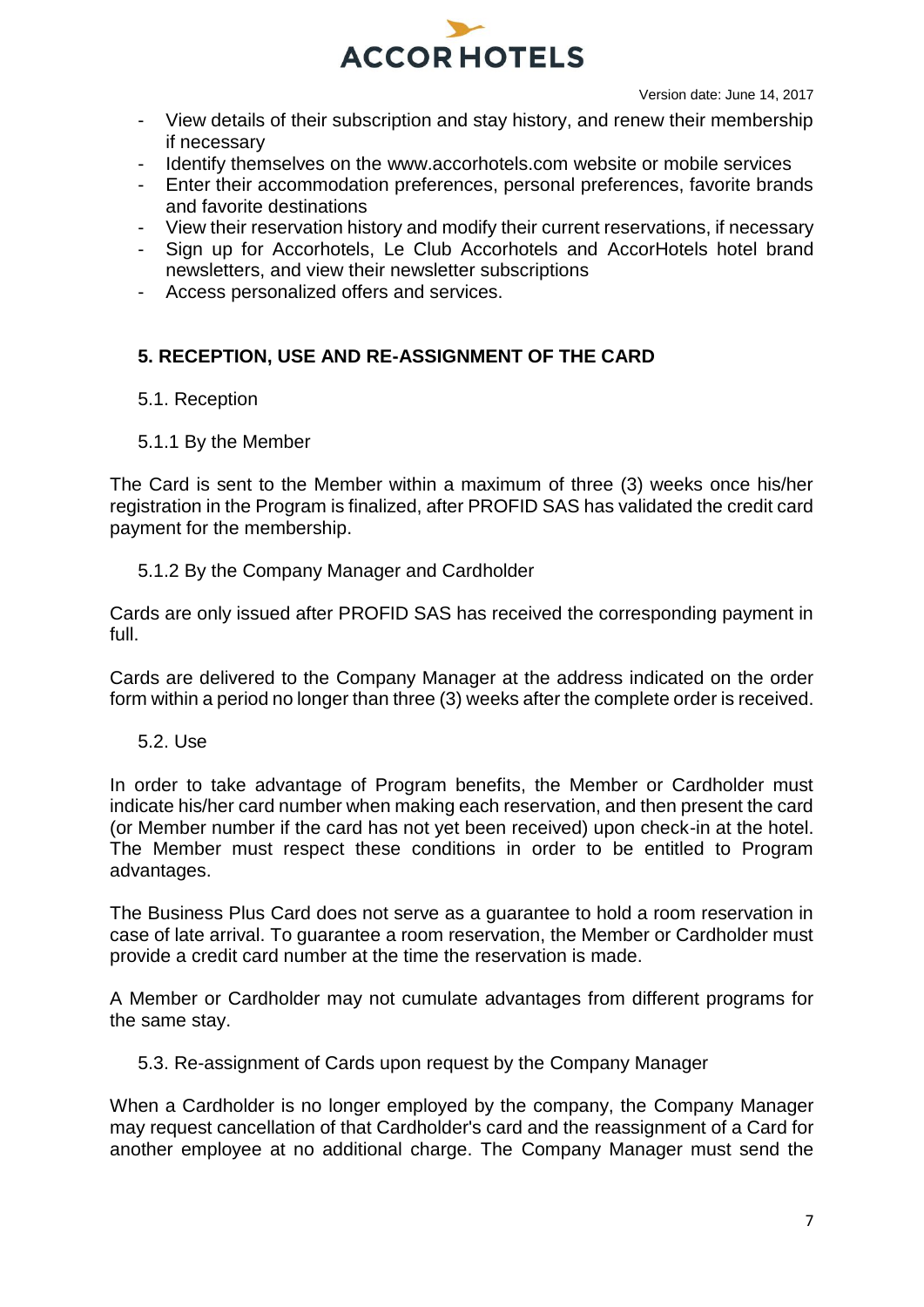- View details of their subscription and stay history, and renew their membership if necessary
- Identify themselves on the www.accorhotels.com website or mobile services
- Enter their accommodation preferences, personal preferences, favorite brands and favorite destinations
- View their reservation history and modify their current reservations, if necessary
- Sign up for Accorhotels, Le Club Accorhotels and AccorHotels hotel brand newsletters, and view their newsletter subscriptions
- Access personalized offers and services.

## 5. RECEPTION, USE AND RE-ASSIGNMENT OF THE CARD

### 5.1. Reception

#### 5.1.1 By the Member

The Card is sent to the Member within a maximum of three (3) weeks once his/her registration in the Program is finalized, after PROFID SAS has validated the credit card payment for the membership.

#### 5.1.2 By the Company Manager and Cardholder

Cards are only issued after PROFID SAS has received the corresponding payment in full.

Cards are delivered to the Company Manager at the address indicated on the order form within a period no longer than three (3) weeks after the complete order is received.

### 5.2. Use

In order to take advantage of Program benefits, the Member or Cardholder must indicate his/her card number when making each reservation, and then present the card (or Member number if the card has not yet been received) upon check-in at the hotel. The Member must respect these conditions in order to be entitled to Program advantages.

The Business Plus Card does not serve as a guarantee to hold a room reservation in case of late arrival. To guarantee a room reservation, the Member or Cardholder must provide a credit card number at the time the reservation is made.

A Member or Cardholder may not cumulate advantages from different programs for the same stay.

### 5.3. Re-assignment of Cards upon request by the Company Manager

When a Cardholder is no longer employed by the company, the Company Manager may request cancellation of that Cardholder's card and the reassignment of a Card for another employee at no additional charge. The Company Manager must send the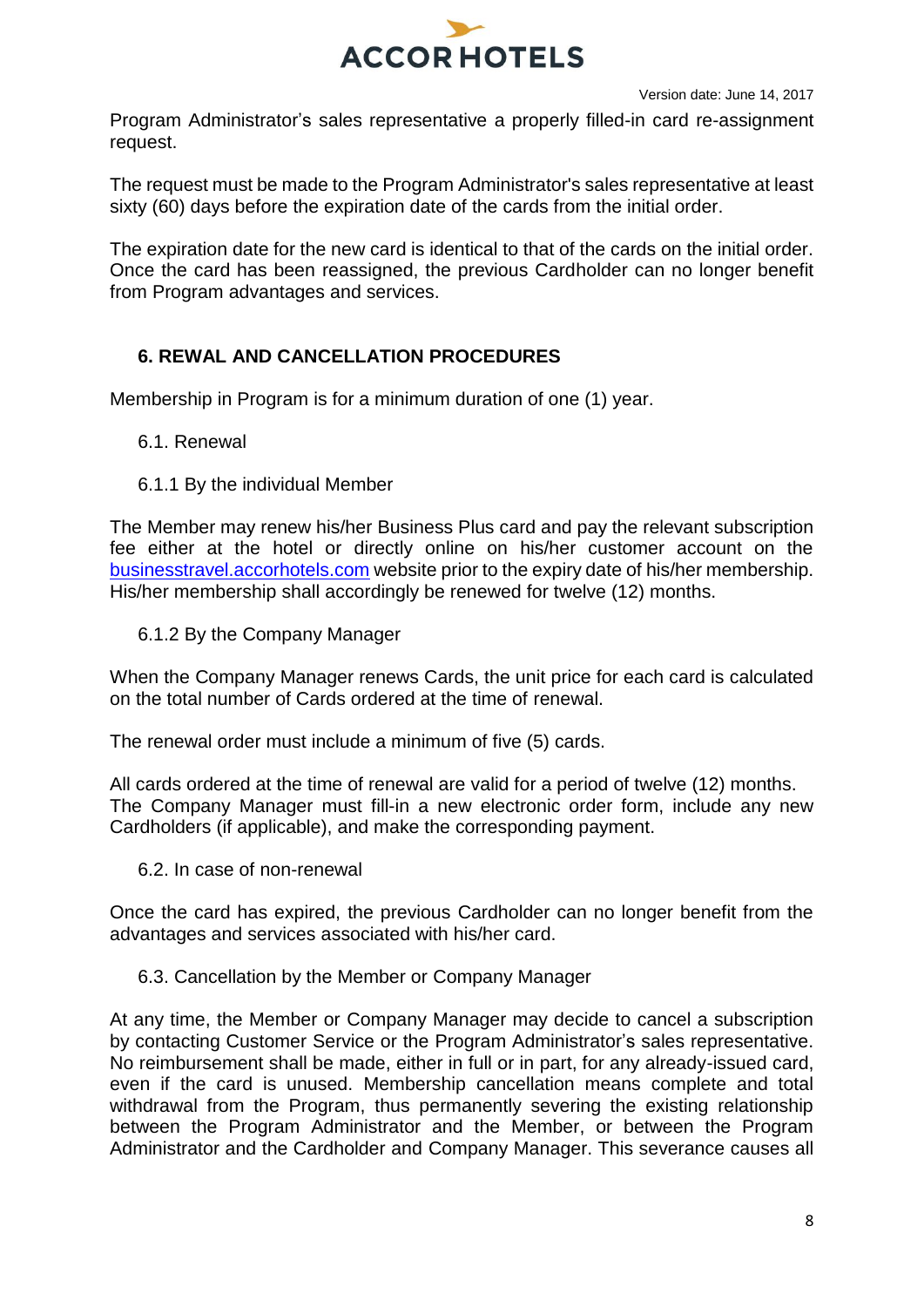Program Administrator's sales representative a properly filled-in card re-assignment request.

The request must be made to the Program Administrator's sales representative at least sixty (60) days before the expiration date of the cards from the initial order.

The expiration date for the new card is identical to that of the cards on the initial order. Once the card has been reassigned, the previous Cardholder can no longer benefit from Program advantages and services.

## 6. REWAL AND CANCELLATION PROCEDURES

Membership in Program is for a minimum duration of one (1) year.

### 6.1. Renewal

#### 6.1.1 By the individual Member

The Member may renew his/her Business Plus card and pay the relevant subscription fee either at the hotel or directly online on his/her customer account on the [businesstravel.accorhotels.com](http://businesstravel.accorhotels.com) website prior to the expiry date of his/her membership. His/her membership shall accordingly be renewed for twelve (12) months.

#### 6.1.2 By the Company Manager

When the Company Manager renews Cards, the unit price for each card is calculated on the total number of Cards ordered at the time of renewal.

The renewal order must include a minimum of five (5) cards.

All cards ordered at the time of renewal are valid for a period of twelve (12) months. The Company Manager must fill-in a new electronic order form, include any new Cardholders (if applicable), and make the corresponding payment.

### 6.2. In case of non-renewal

Once the card has expired, the previous Cardholder can no longer benefit from the advantages and services associated with his/her card.

### 6.3. Cancellation by the Member or Company Manager

At any time, the Member or Company Manager may decide to cancel a subscription by contacting Customer Service or the Program Administrator's sales representative. No reimbursement shall be made, either in full or in part, for any already-issued card, even if the card is unused. Membership cancellation means complete and total withdrawal from the Program, thus permanently severing the existing relationship between the Program Administrator and the Member, or between the Program Administrator and the Cardholder and Company Manager. This severance causes all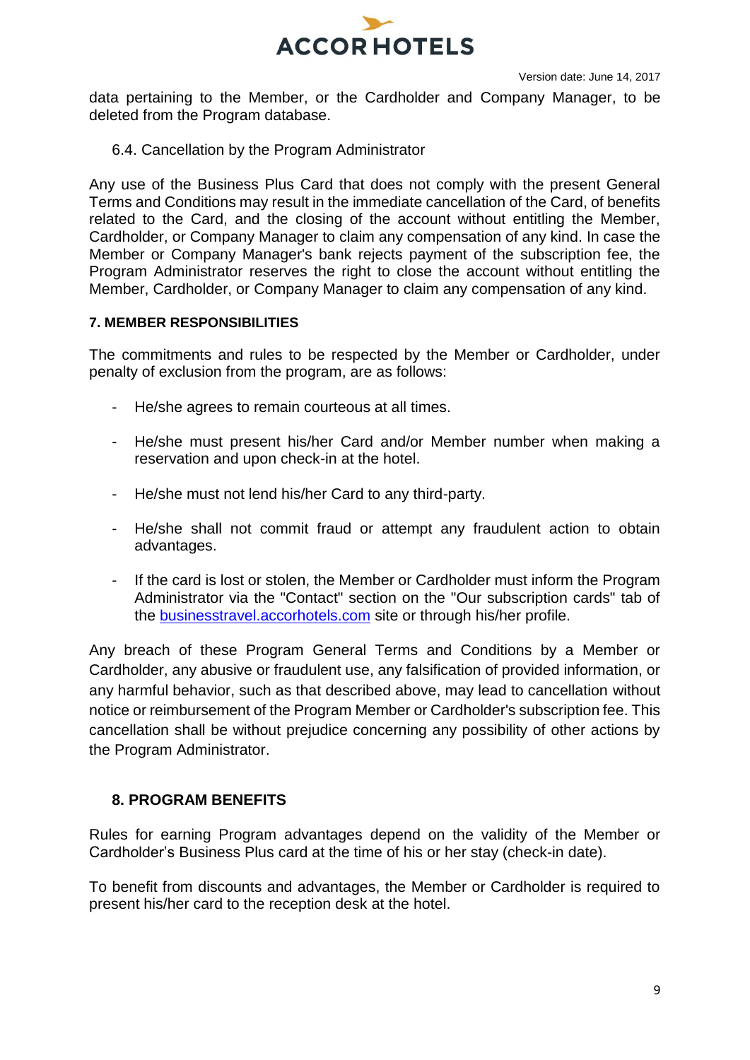data pertaining to the Member, or the Cardholder and Company Manager, to be deleted from the Program database.

### 6.4. Cancellation by the Program Administrator

Any use of the Business Plus Card that does not comply with the present General Terms and Conditions may result in the immediate cancellation of the Card, of benefits related to the Card, and the closing of the account without entitling the Member, Cardholder, or Company Manager to claim any compensation of any kind. In case the Member or Company Manager's bank rejects payment of the subscription fee, the Program Administrator reserves the right to close the account without entitling the Member, Cardholder, or Company Manager to claim any compensation of any kind.

## 7. MEMBER RESPONSIBILITIES

The commitments and rules to be respected by the Member or Cardholder, under penalty of exclusion from the program, are as follows:

- He/she agrees to remain courteous at all times.
- He/she must present his/her Card and/or Member number when making a reservation and upon check-in at the hotel.
- He/she must not lend his/her Card to any third-party.
- He/she shall not commit fraud or attempt any fraudulent action to obtain advantages.
- If the card is lost or stolen, the Member or Cardholder must inform the Program Administrator via the "Contact" section on the "Our subscription cards" tab of the businesstravel.accorhotels.com site or through his/her profile.

Any breach of these Program General Terms and Conditions by a Member or Cardholder, any abusive or fraudulent use, any falsification of provided information, or any harmful behavior, such as that described above, may lead to cancellation without notice or reimbursement of the Program Member or Cardholder's subscription fee. This cancellation shall be without prejudice concerning any possibility of other actions by the Program Administrator.

## 8. PROGRAM BENEFITS

Rules for earning Program advantages depend on the validity of the Member or Cardholder’s Business Plus card at the time of his or her stay (check-in date).

To benefit from discounts and advantages, the Member or Cardholder is required to present his/her card to the reception desk at the hotel.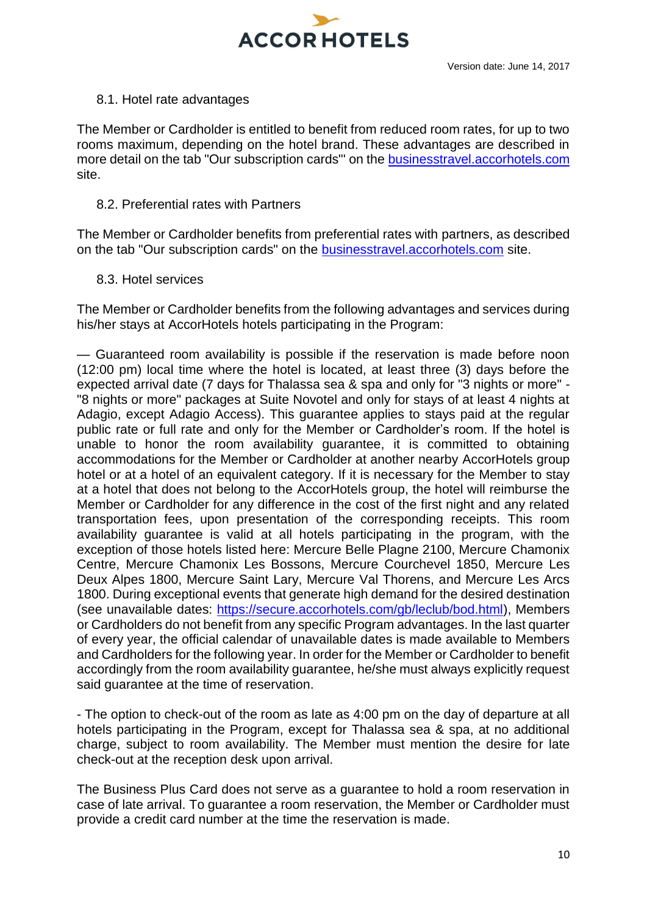### 8.1. Hotel rate advantages

The Member or Cardholder is entitled to benefit from reduced room rates, for up to two rooms maximum, depending on the hotel brand. These advantages are described in more detail on the tab "Our subscription cards"' on the [businesstravel.accorhotels.com](businesstravel.accorhotels.com) site.

### 8.2. Preferential rates with Partners

The Member or Cardholder benefits from preferential rates with partners, as described on the tab "Our subscription cards" on the [businesstravel.accorhotels.com](businesstravel.accorhotels.com) site.

### 8.3. Hotel services

The Member or Cardholder benefits from the following advantages and services during his/her stays at AccorHotels hotels participating in the Program:

— Guaranteed room availability is possible if the reservation is made before noon (12:00 pm) local time where the hotel is located, at least three (3) days before the expected arrival date (7 days for Thalassa sea & spa and only for "3 nights or more" - "8 nights or more" packages at Suite Novotel and only for stays of at least 4 nights at Adagio, except Adagio Access). This guarantee applies to stays paid at the regular public rate or full rate and only for the Member or Cardholder's room. If the hotel is unable to honor the room availability guarantee, it is committed to obtaining accommodations for the Member or Cardholder at another nearby AccorHotels group hotel or at a hotel of an equivalent category. If it is necessary for the Member to stay at a hotel that does not belong to the AccorHotels group, the hotel will reimburse the Member or Cardholder for any difference in the cost of the first night and any related transportation fees, upon presentation of the corresponding receipts. This room availability guarantee is valid at all hotels participating in the program, with the exception of those hotels listed here: Mercure Belle Plagne 2100, Mercure Chamonix Centre, Mercure Chamonix Les Bossons, Mercure Courchevel 1850, Mercure Les Deux Alpes 1800, Mercure Saint Lary, Mercure Val Thorens, and Mercure Les Arcs 1800. During exceptional events that generate high demand for the desired destination (see unavailable dates: [https://secure.accorhotels.com/gb/leclub/bod.html](https://secure.accorhotels.com/gb/leclub/bod.html)), Members or Cardholders do not benefit from any specific Program advantages. In the last quarter of every year, the official calendar of unavailable dates is made available to Members and Cardholders for the following year. In order for the Member or Cardholder to benefit accordingly from the room availability guarantee, he/she must always explicitly request said guarantee at the time of reservation.

- The option to check-out of the room as late as 4:00 pm on the day of departure at all hotels participating in the Program, except for Thalassa sea & spa, at no additional charge, subject to room availability. The Member must mention the desire for late check-out at the reception desk upon arrival.

The Business Plus Card does not serve as a guarantee to hold a room reservation in case of late arrival. To guarantee a room reservation, the Member or Cardholder must provide a credit card number at the time the reservation is made.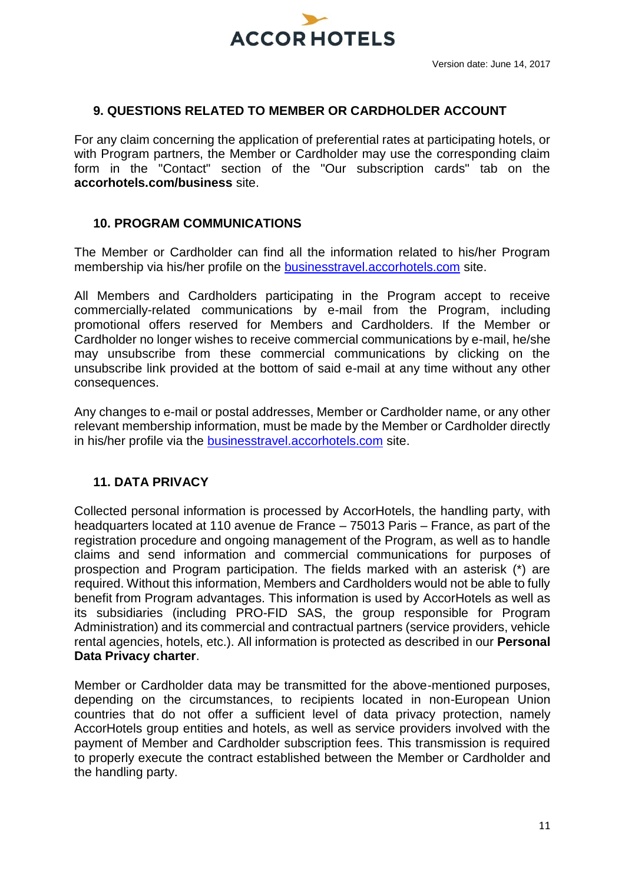## 9. QUESTIONS RELATED TO MEMBER OR CARDHOLDER ACCOUNT

For any claim concerning the application of preferential rates at participating hotels, or with Program partners, the Member or Cardholder may use the corresponding claim form in the "Contact" section of the "Our subscription cards" tab on the **accorhotels.com/business** site.

## 10. PROGRAM COMMUNICATIONS

The Member or Cardholder can find all the information related to his/her Program membership via his/her profile on the businesstravel.accorhotels.com site.

All Members and Cardholders participating in the Program accept to receive commercially-related communications by e-mail from the Program, including promotional offers reserved for Members and Cardholders. If the Member or Cardholder no longer wishes to receive commercial communications by e-mail, he/she may unsubscribe from these commercial communications by clicking on the unsubscribe link provided at the bottom of said e-mail at any time without any other consequences.

Any changes to e-mail or postal addresses, Member or Cardholder name, or any other relevant membership information, must be made by the Member or Cardholder directly in his/her profile via the businesstravel.accorhotels.com site.

## 11. DATA PRIVACY

Collected personal information is processed by AccorHotels, the handling party, with headquarters located at 110 avenue de France – 75013 Paris – France, as part of the registration procedure and ongoing management of the Program, as well as to handle claims and send information and commercial communications for purposes of prospection and Program participation. The fields marked with an asterisk (*) are required. Without this information, Members and Cardholders would not be able to fully benefit from Program advantages. This information is used by AccorHotels as well as its subsidiaries (including PRO-FID SAS, the group responsible for Program Administration) and its commercial and contractual partners (service providers, vehicle rental agencies, hotels, etc.). All information is protected as described in our **Personal Data Privacy charter**.

Member or Cardholder data may be transmitted for the above-mentioned purposes, depending on the circumstances, to recipients located in non-European Union countries that do not offer a sufficient level of data privacy protection, namely AccorHotels group entities and hotels, as well as service providers involved with the payment of Member and Cardholder subscription fees. This transmission is required to properly execute the contract established between the Member or Cardholder and the handling party.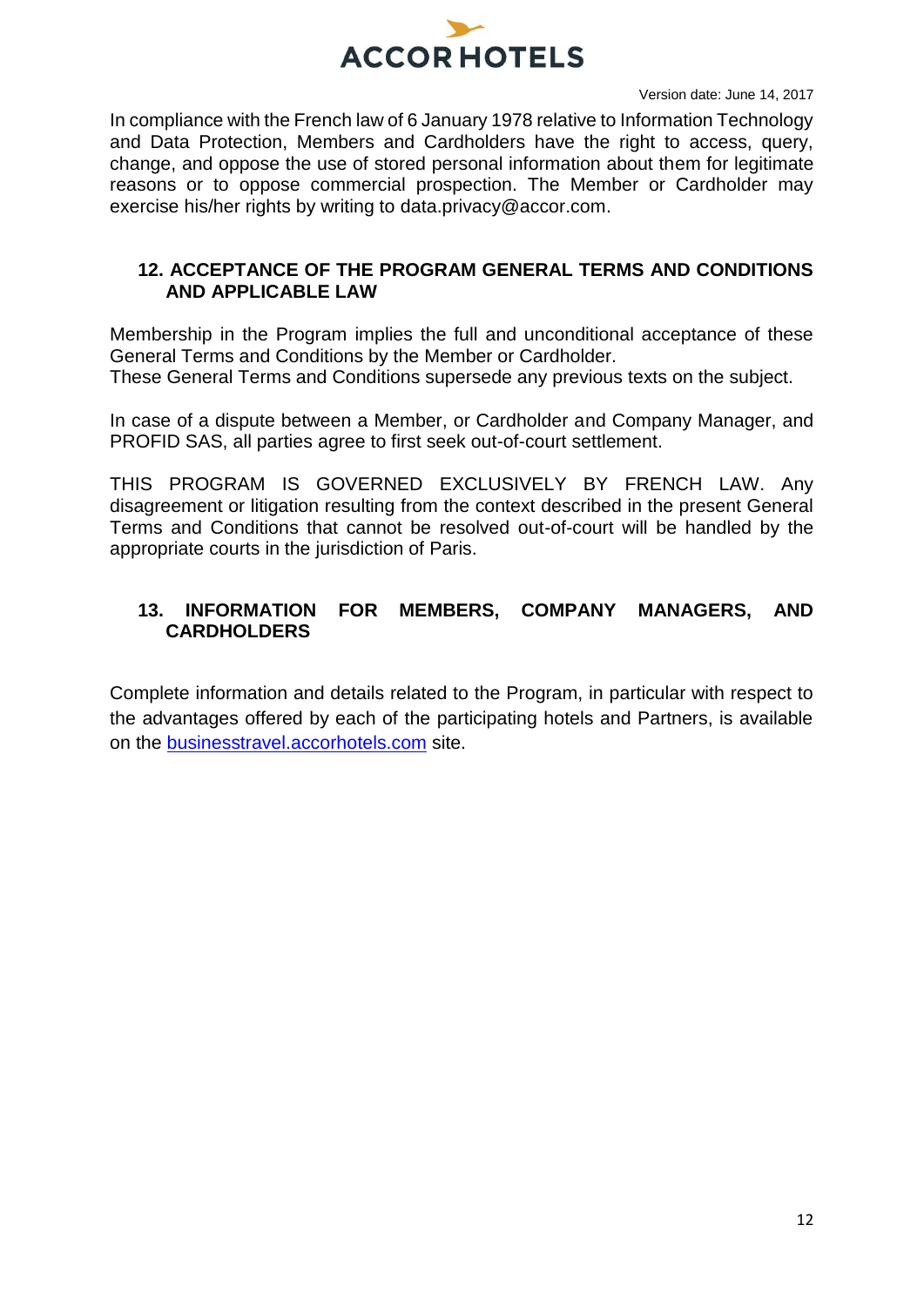Version date: June 14, 2017

In compliance with the French law of 6 January 1978 relative to Information Technology and Data Protection, Members and Cardholders have the right to access, query, change, and oppose the use of stored personal information about them for legitimate reasons or to oppose commercial prospection. The Member or Cardholder may exercise his/her rights by writing to data.privacy@accor.com.

## 12. ACCEPTANCE OF THE PROGRAM GENERAL TERMS AND CONDITIONS AND APPLICABLE LAW

Membership in the Program implies the full and unconditional acceptance of these General Terms and Conditions by the Member or Cardholder.
These General Terms and Conditions supersede any previous texts on the subject.

In case of a dispute between a Member, or Cardholder and Company Manager, and PROFID SAS, all parties agree to first seek out-of-court settlement.

THIS PROGRAM IS GOVERNED EXCLUSIVELY BY FRENCH LAW. Any disagreement or litigation resulting from the context described in the present General Terms and Conditions that cannot be resolved out-of-court will be handled by the appropriate courts in the jurisdiction of Paris.

## 13. INFORMATION FOR MEMBERS, COMPANY MANAGERS, AND CARDHOLDERS

Complete information and details related to the Program, in particular with respect to the advantages offered by each of the participating hotels and Partners, is available on the [businesstravel.accorhotels.com](businesstravel.accorhotels.com) site.